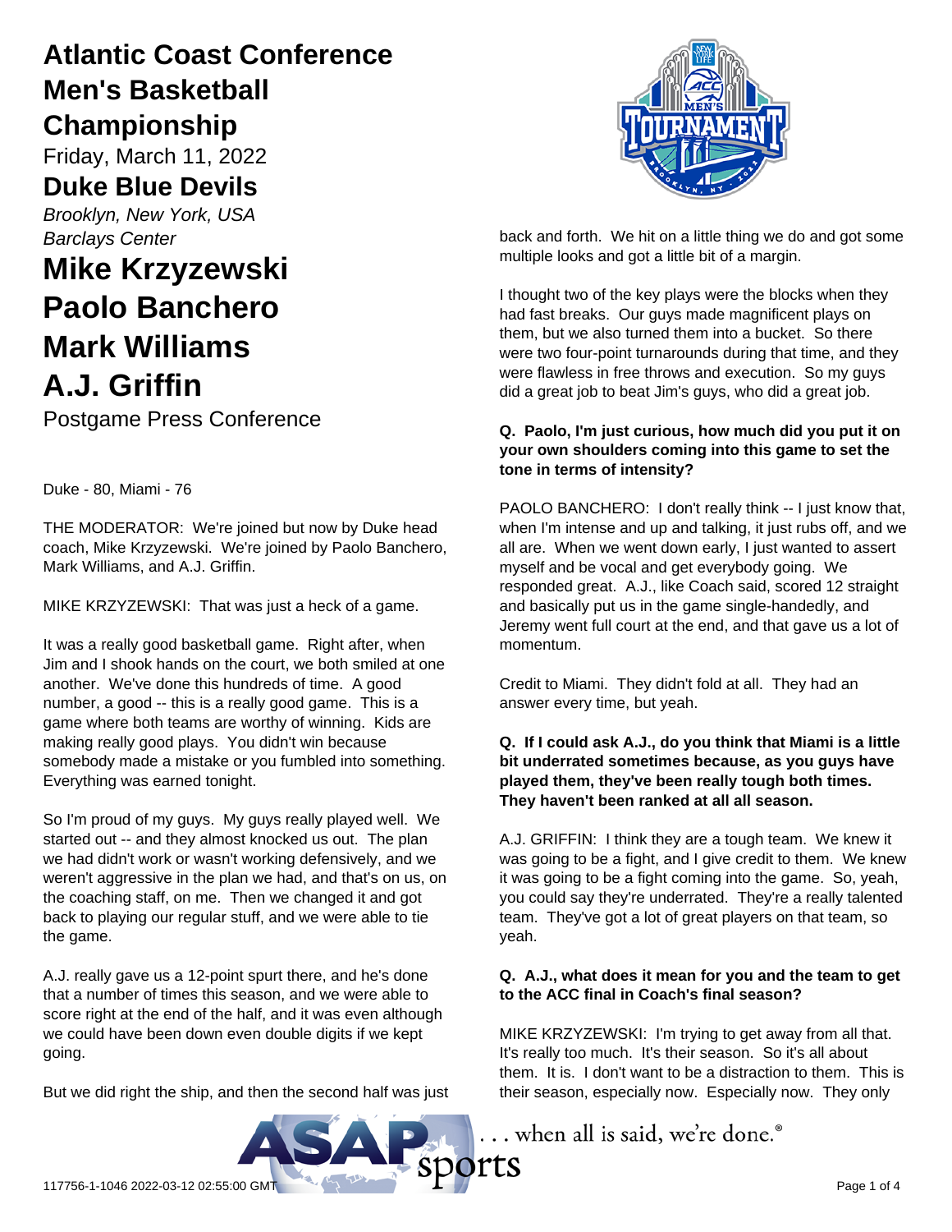# Atlantic Coast Conference Men's Basketball Championship

Friday, March 11, 2022

## Duke Blue Devils

*Brooklyn, New York, USA*
*Barclays Center*

# Mike Krzyzewski
# Paolo Banchero
# Mark Williams
# A.J. Griffin

Postgame Press Conference

Duke - 80, Miami - 76

THE MODERATOR: We're joined but now by Duke head coach, Mike Krzyzewski. We're joined by Paolo Banchero, Mark Williams, and A.J. Griffin.

MIKE KRZYZEWSKI: That was just a heck of a game.

It was a really good basketball game. Right after, when Jim and I shook hands on the court, we both smiled at one another. We've done this hundreds of time. A good number, a good -- this is a really good game. This is a game where both teams are worthy of winning. Kids are making really good plays. You didn't win because somebody made a mistake or you fumbled into something. Everything was earned tonight.

So I'm proud of my guys. My guys really played well. We started out -- and they almost knocked us out. The plan we had didn't work or wasn't working defensively, and we weren't aggressive in the plan we had, and that's on us, on the coaching staff, on me. Then we changed it and got back to playing our regular stuff, and we were able to tie the game.

A.J. really gave us a 12-point spurt there, and he's done that a number of times this season, and we were able to score right at the end of the half, and it was even although we could have been down even double digits if we kept going.

But we did right the ship, and then the second half was just back and forth. We hit on a little thing we do and got some multiple looks and got a little bit of a margin.

I thought two of the key plays were the blocks when they had fast breaks. Our guys made magnificent plays on them, but we also turned them into a bucket. So there were two four-point turnarounds during that time, and they were flawless in free throws and execution. So my guys did a great job to beat Jim's guys, who did a great job.

**Q. Paolo, I'm just curious, how much did you put it on your own shoulders coming into this game to set the tone in terms of intensity?**

PAOLO BANCHERO: I don't really think -- I just know that, when I'm intense and up and talking, it just rubs off, and we all are. When we went down early, I just wanted to assert myself and be vocal and get everybody going. We responded great. A.J., like Coach said, scored 12 straight and basically put us in the game single-handedly, and Jeremy went full court at the end, and that gave us a lot of momentum.

Credit to Miami. They didn't fold at all. They had an answer every time, but yeah.

**Q. If I could ask A.J., do you think that Miami is a little bit underrated sometimes because, as you guys have played them, they've been really tough both times. They haven't been ranked at all all season.**

A.J. GRIFFIN: I think they are a tough team. We knew it was going to be a fight, and I give credit to them. We knew it was going to be a fight coming into the game. So, yeah, you could say they're underrated. They're a really talented team. They've got a lot of great players on that team, so yeah.

**Q. A.J., what does it mean for you and the team to get to the ACC final in Coach's final season?**

MIKE KRZYZEWSKI: I'm trying to get away from all that. It's really too much. It's their season. So it's all about them. It is. I don't want to be a distraction to them. This is their season, especially now. Especially now. They only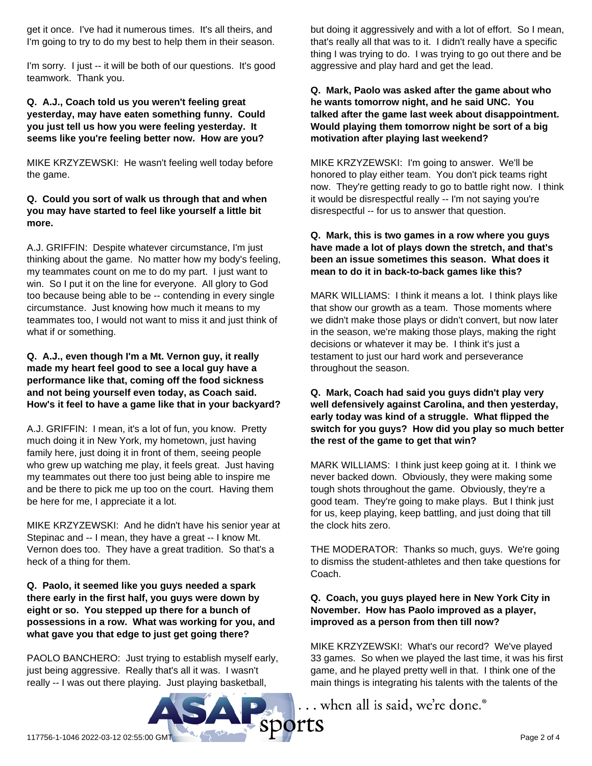get it once. I've had it numerous times. It's all theirs, and I'm going to try to do my best to help them in their season.

I'm sorry. I just -- it will be both of our questions. It's good teamwork. Thank you.

**Q. A.J., Coach told us you weren't feeling great yesterday, may have eaten something funny. Could you just tell us how you were feeling yesterday. It seems like you're feeling better now. How are you?**

MIKE KRZYZEWSKI: He wasn't feeling well today before the game.

**Q. Could you sort of walk us through that and when you may have started to feel like yourself a little bit more.**

A.J. GRIFFIN: Despite whatever circumstance, I'm just thinking about the game. No matter how my body's feeling, my teammates count on me to do my part. I just want to win. So I put it on the line for everyone. All glory to God too because being able to be -- contending in every single circumstance. Just knowing how much it means to my teammates too, I would not want to miss it and just think of what if or something.

**Q. A.J., even though I'm a Mt. Vernon guy, it really made my heart feel good to see a local guy have a performance like that, coming off the food sickness and not being yourself even today, as Coach said. How's it feel to have a game like that in your backyard?**

A.J. GRIFFIN: I mean, it's a lot of fun, you know. Pretty much doing it in New York, my hometown, just having family here, just doing it in front of them, seeing people who grew up watching me play, it feels great. Just having my teammates out there too just being able to inspire me and be there to pick me up too on the court. Having them be here for me, I appreciate it a lot.

MIKE KRZYZEWSKI: And he didn't have his senior year at Stepinac and -- I mean, they have a great -- I know Mt. Vernon does too. They have a great tradition. So that's a heck of a thing for them.

**Q. Paolo, it seemed like you guys needed a spark there early in the first half, you guys were down by eight or so. You stepped up there for a bunch of possessions in a row. What was working for you, and what gave you that edge to just get going there?**

PAOLO BANCHERO: Just trying to establish myself early, just being aggressive. Really that's all it was. I wasn't really -- I was out there playing. Just playing basketball, but doing it aggressively and with a lot of effort. So I mean, that's really all that was to it. I didn't really have a specific thing I was trying to do. I was trying to go out there and be aggressive and play hard and get the lead.

**Q. Mark, Paolo was asked after the game about who he wants tomorrow night, and he said UNC. You talked after the game last week about disappointment. Would playing them tomorrow night be sort of a big motivation after playing last weekend?**

MIKE KRZYZEWSKI: I'm going to answer. We'll be honored to play either team. You don't pick teams right now. They're getting ready to go to battle right now. I think it would be disrespectful really -- I'm not saying you're disrespectful -- for us to answer that question.

**Q. Mark, this is two games in a row where you guys have made a lot of plays down the stretch, and that's been an issue sometimes this season. What does it mean to do it in back-to-back games like this?**

MARK WILLIAMS: I think it means a lot. I think plays like that show our growth as a team. Those moments where we didn't make those plays or didn't convert, but now later in the season, we're making those plays, making the right decisions or whatever it may be. I think it's just a testament to just our hard work and perseverance throughout the season.

**Q. Mark, Coach had said you guys didn't play very well defensively against Carolina, and then yesterday, early today was kind of a struggle. What flipped the switch for you guys? How did you play so much better the rest of the game to get that win?**

MARK WILLIAMS: I think just keep going at it. I think we never backed down. Obviously, they were making some tough shots throughout the game. Obviously, they're a good team. They're going to make plays. But I think just for us, keep playing, keep battling, and just doing that till the clock hits zero.

THE MODERATOR: Thanks so much, guys. We're going to dismiss the student-athletes and then take questions for Coach.

**Q. Coach, you guys played here in New York City in November. How has Paolo improved as a player, improved as a person from then till now?**

MIKE KRZYZEWSKI: What's our record? We've played 33 games. So when we played the last time, it was his first game, and he played pretty well in that. I think one of the main things is integrating his talents with the talents of the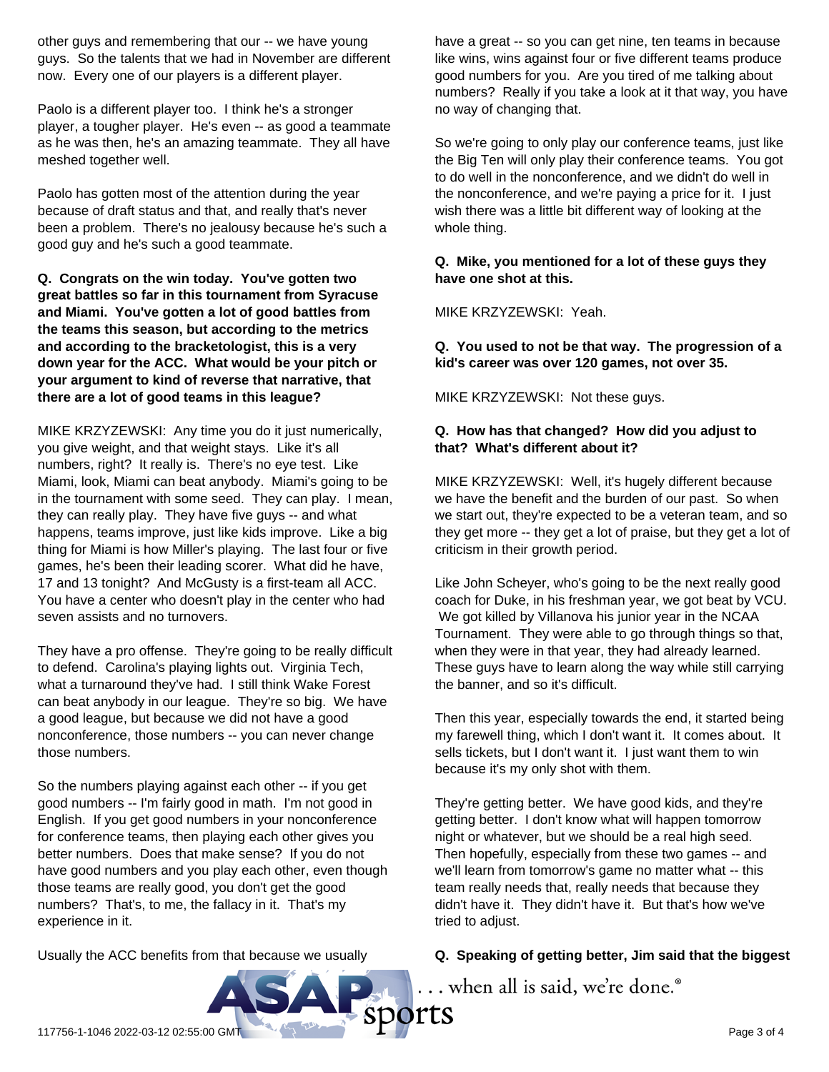other guys and remembering that our -- we have young guys. So the talents that we had in November are different now. Every one of our players is a different player.

Paolo is a different player too. I think he's a stronger player, a tougher player. He's even -- as good a teammate as he was then, he's an amazing teammate. They all have meshed together well.

Paolo has gotten most of the attention during the year because of draft status and that, and really that's never been a problem. There's no jealousy because he's such a good guy and he's such a good teammate.

**Q. Congrats on the win today. You've gotten two great battles so far in this tournament from Syracuse and Miami. You've gotten a lot of good battles from the teams this season, but according to the metrics and according to the bracketologist, this is a very down year for the ACC. What would be your pitch or your argument to kind of reverse that narrative, that there are a lot of good teams in this league?**

MIKE KRZYZEWSKI: Any time you do it just numerically, you give weight, and that weight stays. Like it's all numbers, right? It really is. There's no eye test. Like Miami, look, Miami can beat anybody. Miami's going to be in the tournament with some seed. They can play. I mean, they can really play. They have five guys -- and what happens, teams improve, just like kids improve. Like a big thing for Miami is how Miller's playing. The last four or five games, he's been their leading scorer. What did he have, 17 and 13 tonight? And McGusty is a first-team all ACC. You have a center who doesn't play in the center who had seven assists and no turnovers.

They have a pro offense. They're going to be really difficult to defend. Carolina's playing lights out. Virginia Tech, what a turnaround they've had. I still think Wake Forest can beat anybody in our league. They're so big. We have a good league, but because we did not have a good nonconference, those numbers -- you can never change those numbers.

So the numbers playing against each other -- if you get good numbers -- I'm fairly good in math. I'm not good in English. If you get good numbers in your nonconference for conference teams, then playing each other gives you better numbers. Does that make sense? If you do not have good numbers and you play each other, even though those teams are really good, you don't get the good numbers? That's, to me, the fallacy in it. That's my experience in it.

Usually the ACC benefits from that because we usually have a great -- so you can get nine, ten teams in because like wins, wins against four or five different teams produce good numbers for you. Are you tired of me talking about numbers? Really if you take a look at it that way, you have no way of changing that.

So we're going to only play our conference teams, just like the Big Ten will only play their conference teams. You got to do well in the nonconference, and we didn't do well in the nonconference, and we're paying a price for it. I just wish there was a little bit different way of looking at the whole thing.

**Q. Mike, you mentioned for a lot of these guys they have one shot at this.**

MIKE KRZYZEWSKI: Yeah.

**Q. You used to not be that way. The progression of a kid's career was over 120 games, not over 35.**

MIKE KRZYZEWSKI: Not these guys.

**Q. How has that changed? How did you adjust to that? What's different about it?**

MIKE KRZYZEWSKI: Well, it's hugely different because we have the benefit and the burden of our past. So when we start out, they're expected to be a veteran team, and so they get more -- they get a lot of praise, but they get a lot of criticism in their growth period.

Like John Scheyer, who's going to be the next really good coach for Duke, in his freshman year, we got beat by VCU. We got killed by Villanova his junior year in the NCAA Tournament. They were able to go through things so that, when they were in that year, they had already learned. These guys have to learn along the way while still carrying the banner, and so it's difficult.

Then this year, especially towards the end, it started being my farewell thing, which I don't want it. It comes about. It sells tickets, but I don't want it. I just want them to win because it's my only shot with them.

They're getting better. We have good kids, and they're getting better. I don't know what will happen tomorrow night or whatever, but we should be a real high seed. Then hopefully, especially from these two games -- and we'll learn from tomorrow's game no matter what -- this team really needs that, really needs that because they didn't have it. They didn't have it. But that's how we've tried to adjust.

**Q. Speaking of getting better, Jim said that the biggest**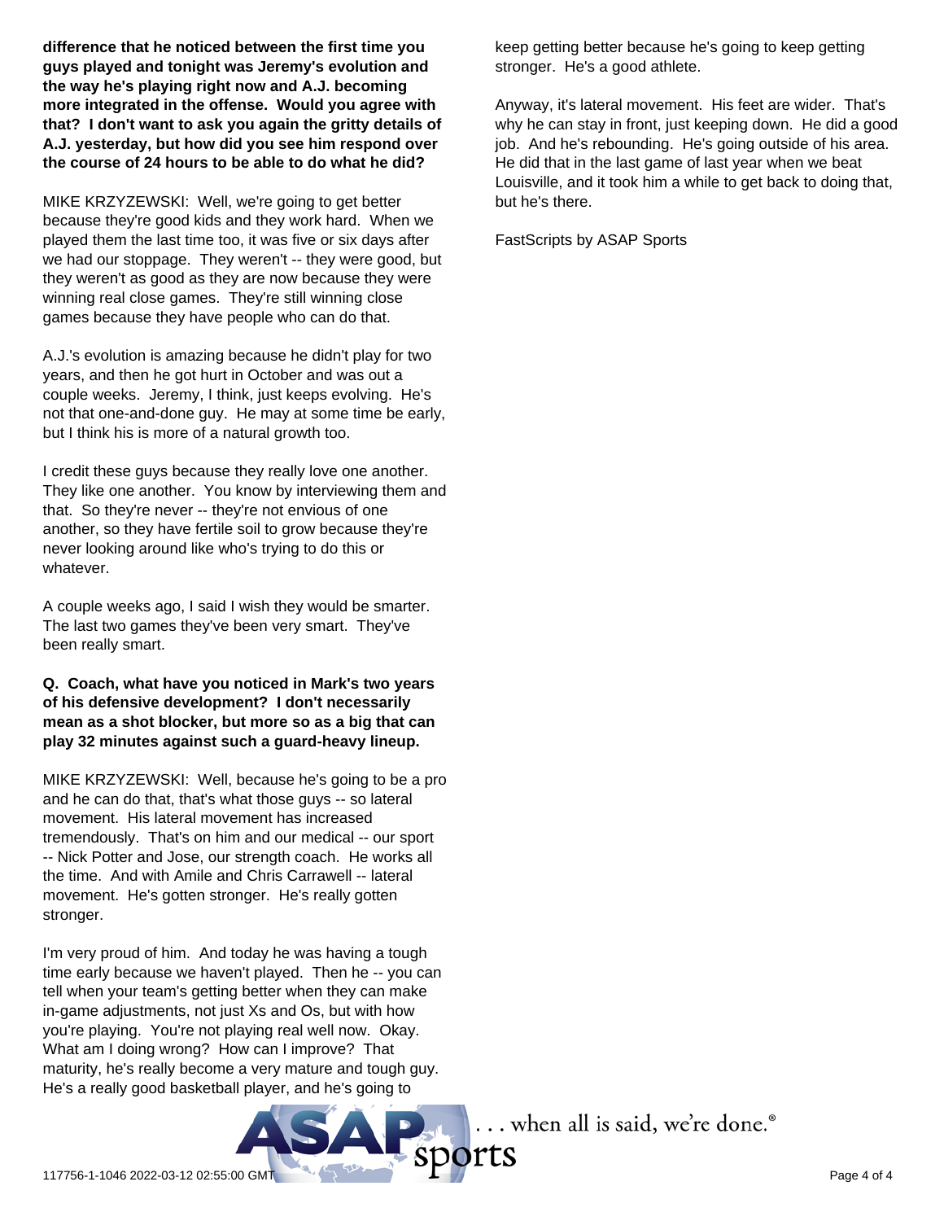**difference that he noticed between the first time you guys played and tonight was Jeremy's evolution and the way he's playing right now and A.J. becoming more integrated in the offense. Would you agree with that? I don't want to ask you again the gritty details of A.J. yesterday, but how did you see him respond over the course of 24 hours to be able to do what he did?**

MIKE KRZYZEWSKI: Well, we're going to get better because they're good kids and they work hard. When we played them the last time too, it was five or six days after we had our stoppage. They weren't -- they were good, but they weren't as good as they are now because they were winning real close games. They're still winning close games because they have people who can do that.

A.J.'s evolution is amazing because he didn't play for two years, and then he got hurt in October and was out a couple weeks. Jeremy, I think, just keeps evolving. He's not that one-and-done guy. He may at some time be early, but I think his is more of a natural growth too.

I credit these guys because they really love one another. They like one another. You know by interviewing them and that. So they're never -- they're not envious of one another, so they have fertile soil to grow because they're never looking around like who's trying to do this or whatever.

A couple weeks ago, I said I wish they would be smarter. The last two games they've been very smart. They've been really smart.

**Q. Coach, what have you noticed in Mark's two years of his defensive development? I don't necessarily mean as a shot blocker, but more so as a big that can play 32 minutes against such a guard-heavy lineup.**

MIKE KRZYZEWSKI: Well, because he's going to be a pro and he can do that, that's what those guys -- so lateral movement. His lateral movement has increased tremendously. That's on him and our medical -- our sport -- Nick Potter and Jose, our strength coach. He works all the time. And with Amile and Chris Carrawell -- lateral movement. He's gotten stronger. He's really gotten stronger.

I'm very proud of him. And today he was having a tough time early because we haven't played. Then he -- you can tell when your team's getting better when they can make in-game adjustments, not just Xs and Os, but with how you're playing. You're not playing real well now. Okay. What am I doing wrong? How can I improve? That maturity, he's really become a very mature and tough guy. He's a really good basketball player, and he's going to keep getting better because he's going to keep getting stronger. He's a good athlete.

Anyway, it's lateral movement. His feet are wider. That's why he can stay in front, just keeping down. He did a good job. And he's rebounding. He's going outside of his area. He did that in the last game of last year when we beat Louisville, and it took him a while to get back to doing that, but he's there.

FastScripts by ASAP Sports